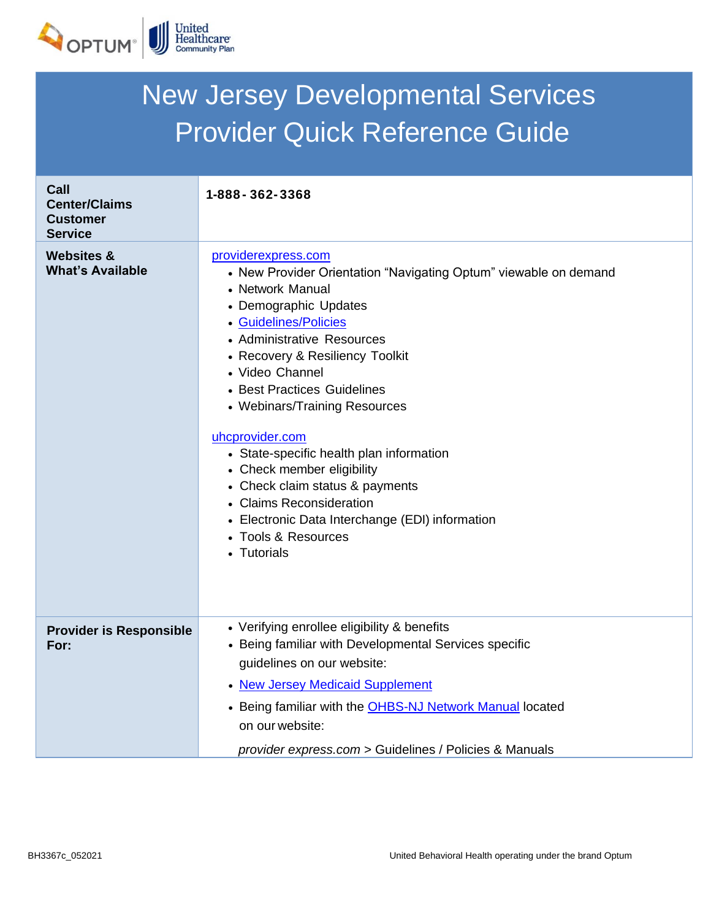# New Jersey Developmental Services Provider Quick Reference Guide

| | |
|---|---|
| **Call Center/Claims Customer Service** | **1-888- 362-3368** |
| **Websites & What's Available** | providerexpress.com<br>• New Provider Orientation "Navigating Optum" viewable on demand<br>• Network Manual<br>• Demographic Updates<br>• Guidelines/Policies<br>• Administrative Resources<br>• Recovery & Resiliency Toolkit<br>• Video Channel<br>• Best Practices Guidelines<br>• Webinars/Training Resources<br><br>uhcprovider.com<br>• State-specific health plan information<br>• Check member eligibility<br>• Check claim status & payments<br>• Claims Reconsideration<br>• Electronic Data Interchange (EDI) information<br>• Tools & Resources<br>• Tutorials |
| **Provider is Responsible For:** | • Verifying enrollee eligibility & benefits<br>• Being familiar with Developmental Services specific guidelines on our website:<br>• New Jersey Medicaid Supplement<br>• Being familiar with the OHBS-NJ Network Manual located on our website:<br>*provider express.com* > Guidelines / Policies & Manuals |

BH3367c_052021

United Behavioral Health operating under the brand Optum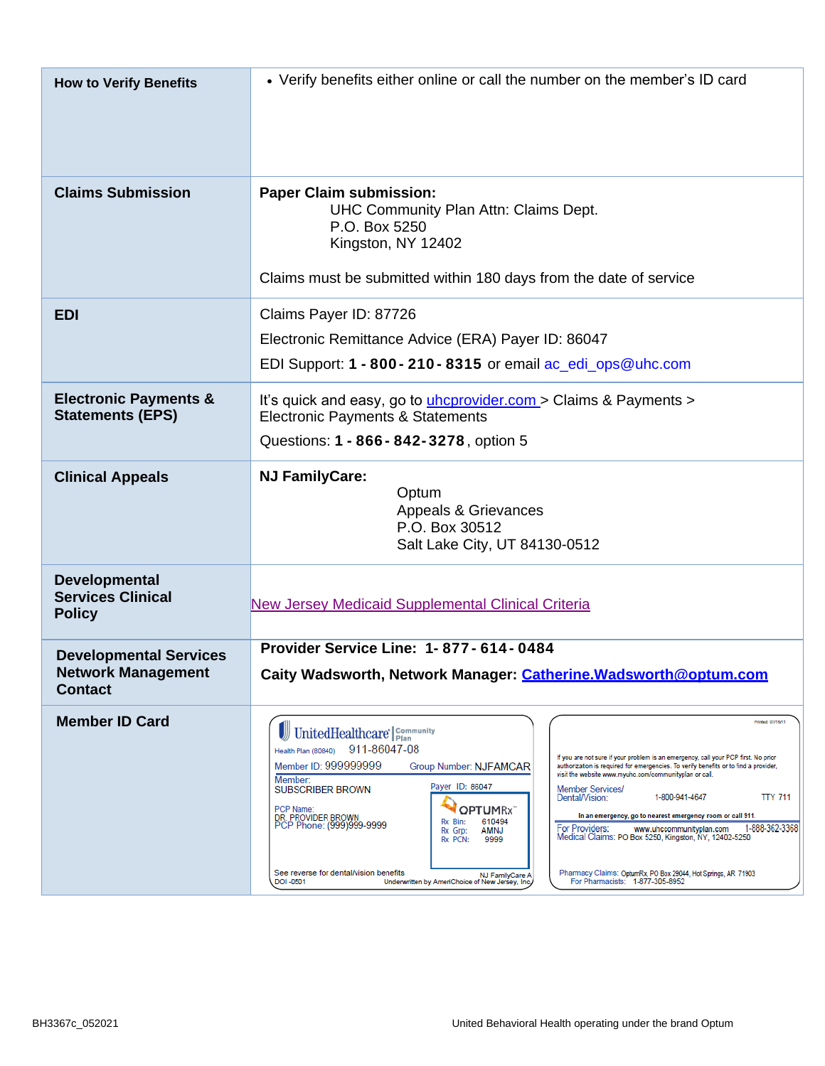| | |
|---|---|
| **How to Verify Benefits** | • Verify benefits either online or call the number on the member's ID card |
| **Claims Submission** | **Paper Claim submission:**<br>UHC Community Plan Attn: Claims Dept.<br>P.O. Box 5250<br>Kingston, NY 12402<br><br>Claims must be submitted within 180 days from the date of service |
| **EDI** | Claims Payer ID: 87726<br>Electronic Remittance Advice (ERA) Payer ID: 86047<br>EDI Support: **1 - 800 - 210 - 8315** or email ac_edi_ops@uhc.com |
| **Electronic Payments & Statements (EPS)** | It's quick and easy, go to uhcprovider.com > Claims & Payments > Electronic Payments & Statements<br>Questions: **1 - 866 - 842 - 3278**, option 5 |
| **Clinical Appeals** | **NJ FamilyCare:**<br>Optum<br>Appeals & Grievances<br>P.O. Box 30512<br>Salt Lake City, UT 84130-0512 |
| **Developmental Services Clinical Policy** | New Jersey Medicaid Supplemental Clinical Criteria |
| **Developmental Services Network Management Contact** | **Provider Service Line: 1- 877 - 614 - 0484**<br>**Caity Wadsworth, Network Manager: Catherine.Wadsworth@optum.com** |
| **Member ID Card** | UnitedHealthcare Community Plan<br>Health Plan (80840) 911-86047-08<br>Member ID: 999999999 Group Number: NJFAMCAR<br>Member: SUBSCRIBER BROWN<br>Payer ID: 86047<br>PCP Name: DR. PROVIDER BROWN<br>PCP Phone: (999)999-9999<br>OPTUMRx Rx Bin: 610494 Rx Grp: AMNJ Rx PCN: 9999<br>See reverse for dental/vision benefits<br>DOI -0501<br>NJ FamilyCare A<br>Underwritten by AmeriChoice of New Jersey, Inc.<br><br>Printed: 00/15/11<br>If you are not sure if your problem is an emergency, call your PCP first. No prior authorization is required for emergencies. To verify benefits or to find a provider, visit the website www.myuhc.com/communityplan or call.<br>Member Services/ Dental/Vision: 1-800-941-4647 TTY 711<br>In an emergency, go to nearest emergency room or call 911.<br>For Providers: www.uhccommunityplan.com 1-888-362-3368<br>Medical Claims: PO Box 5250, Kingston, NY, 12402-5250<br>Pharmacy Claims: OptumRx, PO Box 29044, Hot Springs, AR 71903<br>For Pharmacists: 1-877-305-8952 |

BH3367c_052021

United Behavioral Health operating under the brand Optum